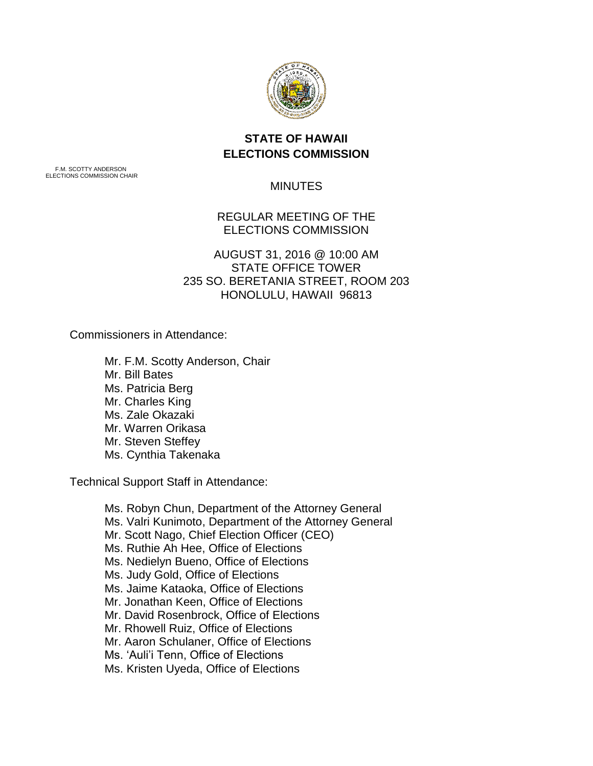# STATE OF HAWAII
# ELECTIONS COMMISSION

F.M. SCOTTY ANDERSON
ELECTIONS COMMISSION CHAIR

MINUTES

REGULAR MEETING OF THE
ELECTIONS COMMISSION

AUGUST 31, 2016 @ 10:00 AM
STATE OFFICE TOWER
235 SO. BERETANIA STREET, ROOM 203
HONOLULU, HAWAII 96813

Commissioners in Attendance:

- Mr. F.M. Scotty Anderson, Chair
- Mr. Bill Bates
- Ms. Patricia Berg
- Mr. Charles King
- Ms. Zale Okazaki
- Mr. Warren Orikasa
- Mr. Steven Steffey
- Ms. Cynthia Takenaka

Technical Support Staff in Attendance:

- Ms. Robyn Chun, Department of the Attorney General
- Ms. Valri Kunimoto, Department of the Attorney General
- Mr. Scott Nago, Chief Election Officer (CEO)
- Ms. Ruthie Ah Hee, Office of Elections
- Ms. Nedielyn Bueno, Office of Elections
- Ms. Judy Gold, Office of Elections
- Ms. Jaime Kataoka, Office of Elections
- Mr. Jonathan Keen, Office of Elections
- Mr. David Rosenbrock, Office of Elections
- Mr. Rhowell Ruiz, Office of Elections
- Mr. Aaron Schulaner, Office of Elections
- Ms. 'Auli'i Tenn, Office of Elections
- Ms. Kristen Uyeda, Office of Elections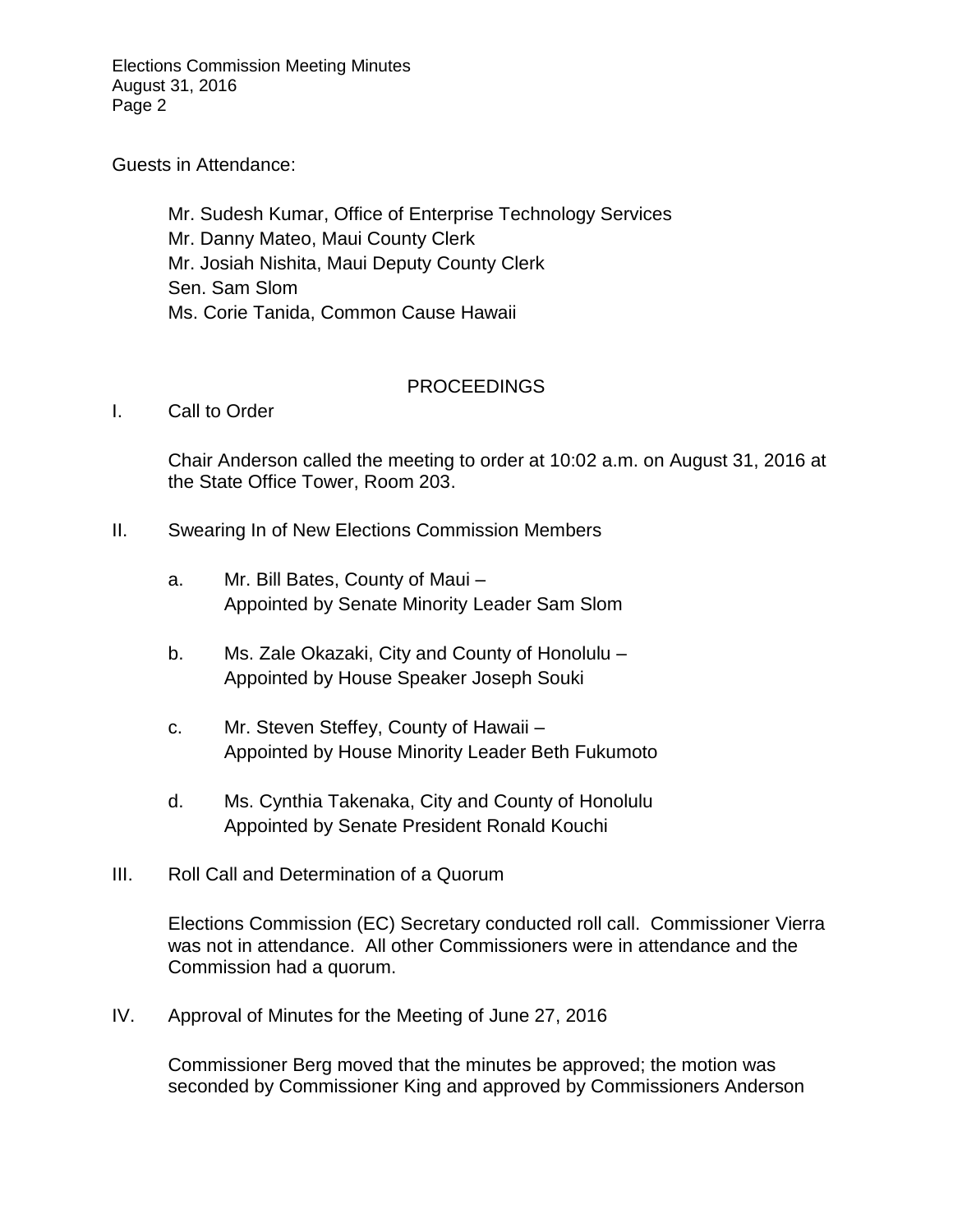Guests in Attendance:

> Mr. Sudesh Kumar, Office of Enterprise Technology Services
> Mr. Danny Mateo, Maui County Clerk
> Mr. Josiah Nishita, Maui Deputy County Clerk
> Sen. Sam Slom
> Ms. Corie Tanida, Common Cause Hawaii

## PROCEEDINGS

I. Call to Order

Chair Anderson called the meeting to order at 10:02 a.m. on August 31, 2016 at the State Office Tower, Room 203.

II. Swearing In of New Elections Commission Members

a. Mr. Bill Bates, County of Maui –
Appointed by Senate Minority Leader Sam Slom

b. Ms. Zale Okazaki, City and County of Honolulu –
Appointed by House Speaker Joseph Souki

c. Mr. Steven Steffey, County of Hawaii –
Appointed by House Minority Leader Beth Fukumoto

d. Ms. Cynthia Takenaka, City and County of Honolulu
Appointed by Senate President Ronald Kouchi

III. Roll Call and Determination of a Quorum

Elections Commission (EC) Secretary conducted roll call. Commissioner Vierra was not in attendance. All other Commissioners were in attendance and the Commission had a quorum.

IV. Approval of Minutes for the Meeting of June 27, 2016

Commissioner Berg moved that the minutes be approved; the motion was seconded by Commissioner King and approved by Commissioners Anderson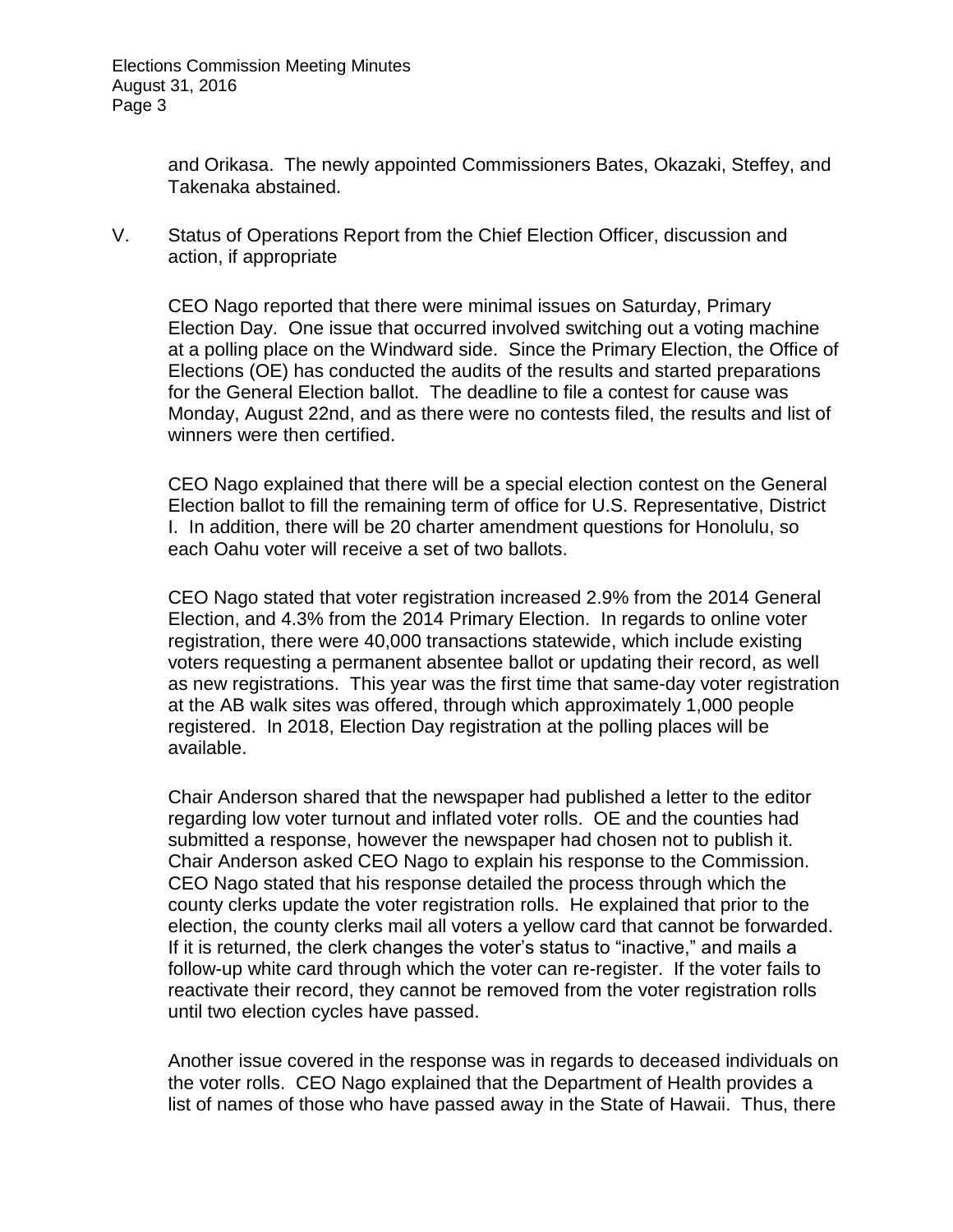and Orikasa. The newly appointed Commissioners Bates, Okazaki, Steffey, and Takenaka abstained.

V. Status of Operations Report from the Chief Election Officer, discussion and action, if appropriate

CEO Nago reported that there were minimal issues on Saturday, Primary Election Day. One issue that occurred involved switching out a voting machine at a polling place on the Windward side. Since the Primary Election, the Office of Elections (OE) has conducted the audits of the results and started preparations for the General Election ballot. The deadline to file a contest for cause was Monday, August 22nd, and as there were no contests filed, the results and list of winners were then certified.

CEO Nago explained that there will be a special election contest on the General Election ballot to fill the remaining term of office for U.S. Representative, District I. In addition, there will be 20 charter amendment questions for Honolulu, so each Oahu voter will receive a set of two ballots.

CEO Nago stated that voter registration increased 2.9% from the 2014 General Election, and 4.3% from the 2014 Primary Election. In regards to online voter registration, there were 40,000 transactions statewide, which include existing voters requesting a permanent absentee ballot or updating their record, as well as new registrations. This year was the first time that same-day voter registration at the AB walk sites was offered, through which approximately 1,000 people registered. In 2018, Election Day registration at the polling places will be available.

Chair Anderson shared that the newspaper had published a letter to the editor regarding low voter turnout and inflated voter rolls. OE and the counties had submitted a response, however the newspaper had chosen not to publish it. Chair Anderson asked CEO Nago to explain his response to the Commission. CEO Nago stated that his response detailed the process through which the county clerks update the voter registration rolls. He explained that prior to the election, the county clerks mail all voters a yellow card that cannot be forwarded. If it is returned, the clerk changes the voter's status to "inactive," and mails a follow-up white card through which the voter can re-register. If the voter fails to reactivate their record, they cannot be removed from the voter registration rolls until two election cycles have passed.

Another issue covered in the response was in regards to deceased individuals on the voter rolls. CEO Nago explained that the Department of Health provides a list of names of those who have passed away in the State of Hawaii. Thus, there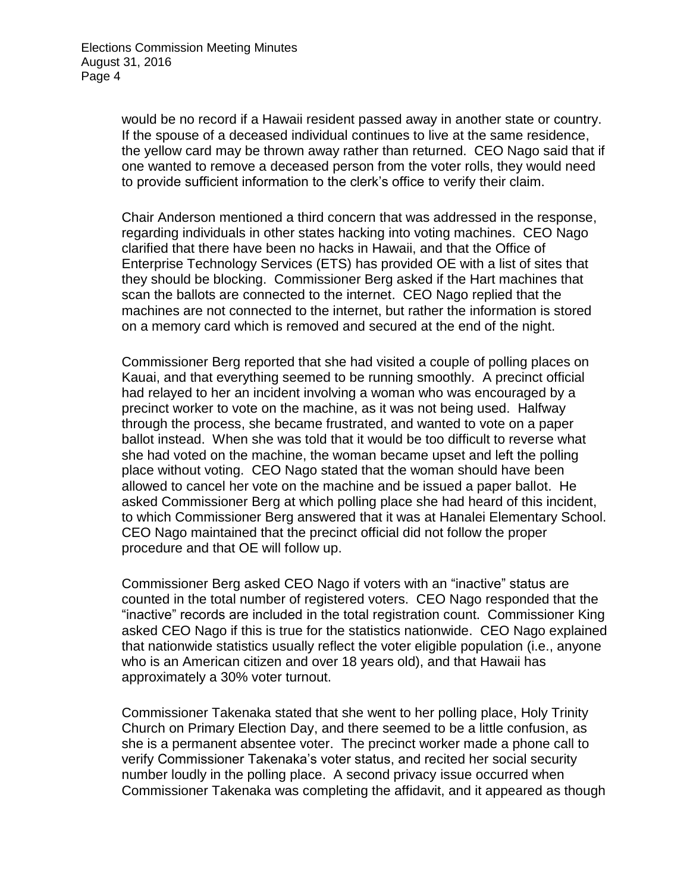would be no record if a Hawaii resident passed away in another state or country. If the spouse of a deceased individual continues to live at the same residence, the yellow card may be thrown away rather than returned. CEO Nago said that if one wanted to remove a deceased person from the voter rolls, they would need to provide sufficient information to the clerk's office to verify their claim.

Chair Anderson mentioned a third concern that was addressed in the response, regarding individuals in other states hacking into voting machines. CEO Nago clarified that there have been no hacks in Hawaii, and that the Office of Enterprise Technology Services (ETS) has provided OE with a list of sites that they should be blocking. Commissioner Berg asked if the Hart machines that scan the ballots are connected to the internet. CEO Nago replied that the machines are not connected to the internet, but rather the information is stored on a memory card which is removed and secured at the end of the night.

Commissioner Berg reported that she had visited a couple of polling places on Kauai, and that everything seemed to be running smoothly. A precinct official had relayed to her an incident involving a woman who was encouraged by a precinct worker to vote on the machine, as it was not being used. Halfway through the process, she became frustrated, and wanted to vote on a paper ballot instead. When she was told that it would be too difficult to reverse what she had voted on the machine, the woman became upset and left the polling place without voting. CEO Nago stated that the woman should have been allowed to cancel her vote on the machine and be issued a paper ballot. He asked Commissioner Berg at which polling place she had heard of this incident, to which Commissioner Berg answered that it was at Hanalei Elementary School. CEO Nago maintained that the precinct official did not follow the proper procedure and that OE will follow up.

Commissioner Berg asked CEO Nago if voters with an "inactive" status are counted in the total number of registered voters. CEO Nago responded that the "inactive" records are included in the total registration count. Commissioner King asked CEO Nago if this is true for the statistics nationwide. CEO Nago explained that nationwide statistics usually reflect the voter eligible population (i.e., anyone who is an American citizen and over 18 years old), and that Hawaii has approximately a 30% voter turnout.

Commissioner Takenaka stated that she went to her polling place, Holy Trinity Church on Primary Election Day, and there seemed to be a little confusion, as she is a permanent absentee voter. The precinct worker made a phone call to verify Commissioner Takenaka's voter status, and recited her social security number loudly in the polling place. A second privacy issue occurred when Commissioner Takenaka was completing the affidavit, and it appeared as though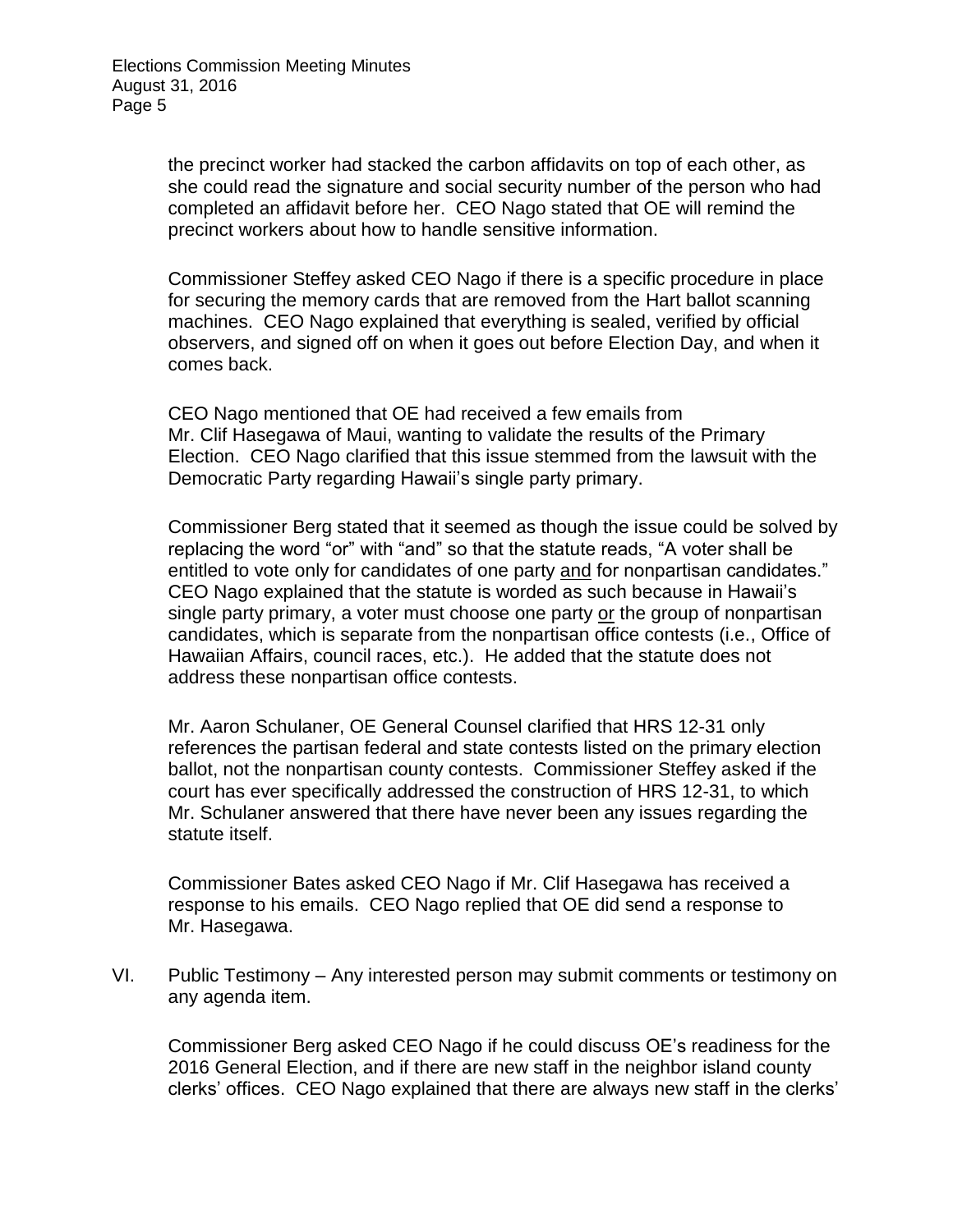the precinct worker had stacked the carbon affidavits on top of each other, as she could read the signature and social security number of the person who had completed an affidavit before her. CEO Nago stated that OE will remind the precinct workers about how to handle sensitive information.

Commissioner Steffey asked CEO Nago if there is a specific procedure in place for securing the memory cards that are removed from the Hart ballot scanning machines. CEO Nago explained that everything is sealed, verified by official observers, and signed off on when it goes out before Election Day, and when it comes back.

CEO Nago mentioned that OE had received a few emails from Mr. Clif Hasegawa of Maui, wanting to validate the results of the Primary Election. CEO Nago clarified that this issue stemmed from the lawsuit with the Democratic Party regarding Hawaii's single party primary.

Commissioner Berg stated that it seemed as though the issue could be solved by replacing the word "or" with "and" so that the statute reads, "A voter shall be entitled to vote only for candidates of one party <u>and</u> for nonpartisan candidates." CEO Nago explained that the statute is worded as such because in Hawaii's single party primary, a voter must choose one party <u>or</u> the group of nonpartisan candidates, which is separate from the nonpartisan office contests (i.e., Office of Hawaiian Affairs, council races, etc.). He added that the statute does not address these nonpartisan office contests.

Mr. Aaron Schulaner, OE General Counsel clarified that HRS 12-31 only references the partisan federal and state contests listed on the primary election ballot, not the nonpartisan county contests. Commissioner Steffey asked if the court has ever specifically addressed the construction of HRS 12-31, to which Mr. Schulaner answered that there have never been any issues regarding the statute itself.

Commissioner Bates asked CEO Nago if Mr. Clif Hasegawa has received a response to his emails. CEO Nago replied that OE did send a response to Mr. Hasegawa.

VI. Public Testimony – Any interested person may submit comments or testimony on any agenda item.

Commissioner Berg asked CEO Nago if he could discuss OE's readiness for the 2016 General Election, and if there are new staff in the neighbor island county clerks' offices. CEO Nago explained that there are always new staff in the clerks'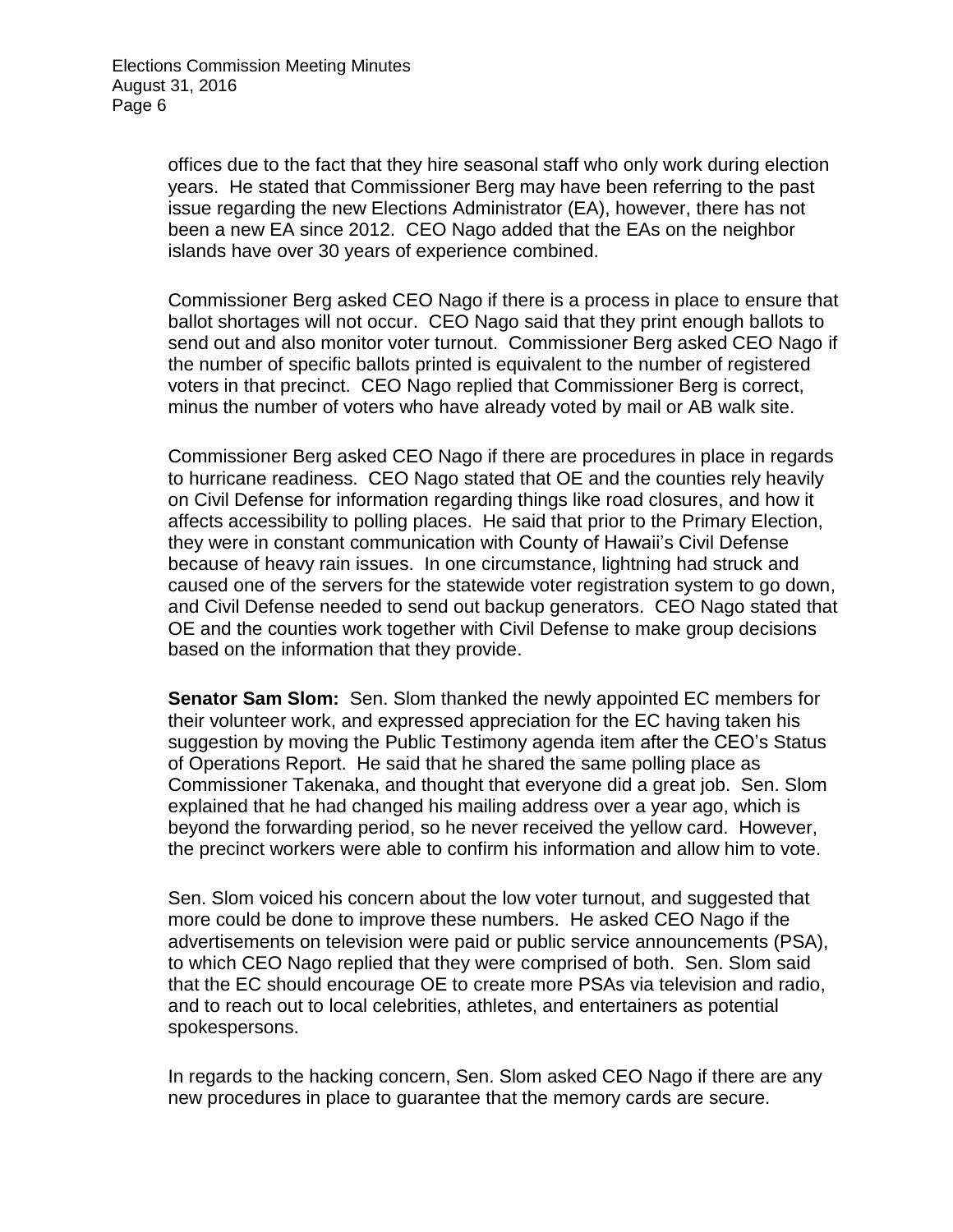offices due to the fact that they hire seasonal staff who only work during election years. He stated that Commissioner Berg may have been referring to the past issue regarding the new Elections Administrator (EA), however, there has not been a new EA since 2012. CEO Nago added that the EAs on the neighbor islands have over 30 years of experience combined.

Commissioner Berg asked CEO Nago if there is a process in place to ensure that ballot shortages will not occur. CEO Nago said that they print enough ballots to send out and also monitor voter turnout. Commissioner Berg asked CEO Nago if the number of specific ballots printed is equivalent to the number of registered voters in that precinct. CEO Nago replied that Commissioner Berg is correct, minus the number of voters who have already voted by mail or AB walk site.

Commissioner Berg asked CEO Nago if there are procedures in place in regards to hurricane readiness. CEO Nago stated that OE and the counties rely heavily on Civil Defense for information regarding things like road closures, and how it affects accessibility to polling places. He said that prior to the Primary Election, they were in constant communication with County of Hawaii's Civil Defense because of heavy rain issues. In one circumstance, lightning had struck and caused one of the servers for the statewide voter registration system to go down, and Civil Defense needed to send out backup generators. CEO Nago stated that OE and the counties work together with Civil Defense to make group decisions based on the information that they provide.

**Senator Sam Slom:** Sen. Slom thanked the newly appointed EC members for their volunteer work, and expressed appreciation for the EC having taken his suggestion by moving the Public Testimony agenda item after the CEO's Status of Operations Report. He said that he shared the same polling place as Commissioner Takenaka, and thought that everyone did a great job. Sen. Slom explained that he had changed his mailing address over a year ago, which is beyond the forwarding period, so he never received the yellow card. However, the precinct workers were able to confirm his information and allow him to vote.

Sen. Slom voiced his concern about the low voter turnout, and suggested that more could be done to improve these numbers. He asked CEO Nago if the advertisements on television were paid or public service announcements (PSA), to which CEO Nago replied that they were comprised of both. Sen. Slom said that the EC should encourage OE to create more PSAs via television and radio, and to reach out to local celebrities, athletes, and entertainers as potential spokespersons.

In regards to the hacking concern, Sen. Slom asked CEO Nago if there are any new procedures in place to guarantee that the memory cards are secure.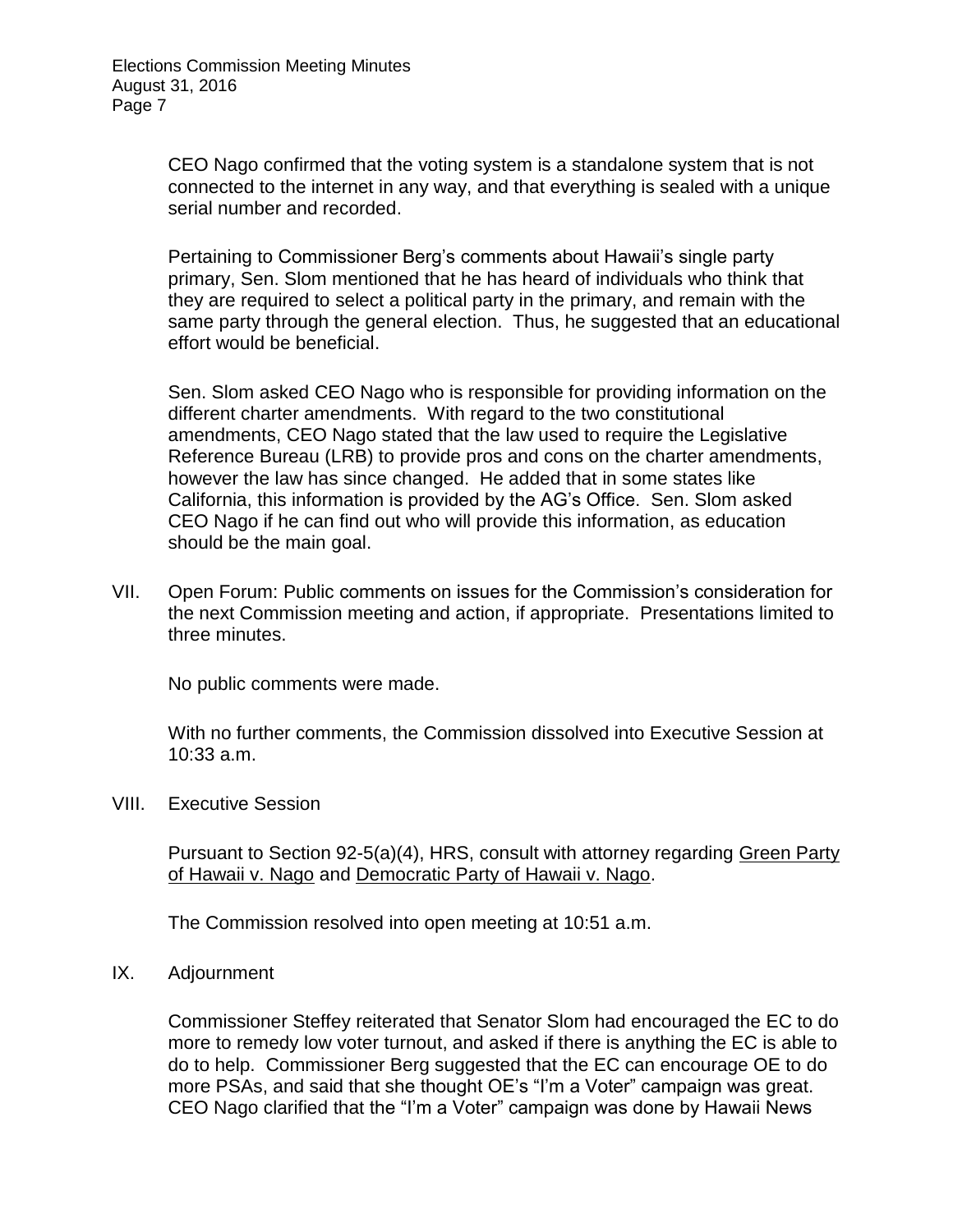CEO Nago confirmed that the voting system is a standalone system that is not connected to the internet in any way, and that everything is sealed with a unique serial number and recorded.

Pertaining to Commissioner Berg's comments about Hawaii's single party primary, Sen. Slom mentioned that he has heard of individuals who think that they are required to select a political party in the primary, and remain with the same party through the general election. Thus, he suggested that an educational effort would be beneficial.

Sen. Slom asked CEO Nago who is responsible for providing information on the different charter amendments. With regard to the two constitutional amendments, CEO Nago stated that the law used to require the Legislative Reference Bureau (LRB) to provide pros and cons on the charter amendments, however the law has since changed. He added that in some states like California, this information is provided by the AG's Office. Sen. Slom asked CEO Nago if he can find out who will provide this information, as education should be the main goal.

VII. Open Forum: Public comments on issues for the Commission's consideration for the next Commission meeting and action, if appropriate. Presentations limited to three minutes.

No public comments were made.

With no further comments, the Commission dissolved into Executive Session at 10:33 a.m.

VIII. Executive Session

Pursuant to Section 92-5(a)(4), HRS, consult with attorney regarding <u>Green Party of Hawaii v. Nago</u> and <u>Democratic Party of Hawaii v. Nago</u>.

The Commission resolved into open meeting at 10:51 a.m.

IX. Adjournment

Commissioner Steffey reiterated that Senator Slom had encouraged the EC to do more to remedy low voter turnout, and asked if there is anything the EC is able to do to help. Commissioner Berg suggested that the EC can encourage OE to do more PSAs, and said that she thought OE's "I'm a Voter" campaign was great. CEO Nago clarified that the "I'm a Voter" campaign was done by Hawaii News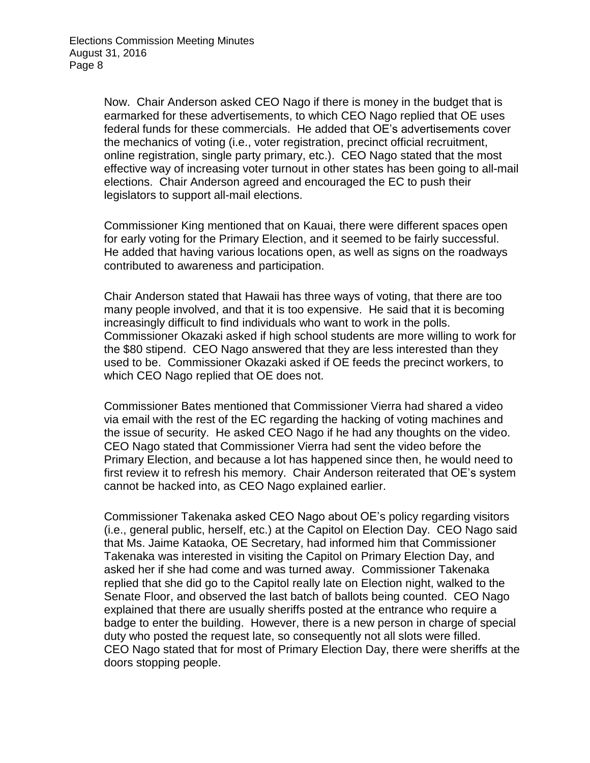Now. Chair Anderson asked CEO Nago if there is money in the budget that is earmarked for these advertisements, to which CEO Nago replied that OE uses federal funds for these commercials. He added that OE's advertisements cover the mechanics of voting (i.e., voter registration, precinct official recruitment, online registration, single party primary, etc.). CEO Nago stated that the most effective way of increasing voter turnout in other states has been going to all-mail elections. Chair Anderson agreed and encouraged the EC to push their legislators to support all-mail elections.

Commissioner King mentioned that on Kauai, there were different spaces open for early voting for the Primary Election, and it seemed to be fairly successful. He added that having various locations open, as well as signs on the roadways contributed to awareness and participation.

Chair Anderson stated that Hawaii has three ways of voting, that there are too many people involved, and that it is too expensive. He said that it is becoming increasingly difficult to find individuals who want to work in the polls. Commissioner Okazaki asked if high school students are more willing to work for the $80 stipend. CEO Nago answered that they are less interested than they used to be. Commissioner Okazaki asked if OE feeds the precinct workers, to which CEO Nago replied that OE does not.

Commissioner Bates mentioned that Commissioner Vierra had shared a video via email with the rest of the EC regarding the hacking of voting machines and the issue of security. He asked CEO Nago if he had any thoughts on the video. CEO Nago stated that Commissioner Vierra had sent the video before the Primary Election, and because a lot has happened since then, he would need to first review it to refresh his memory. Chair Anderson reiterated that OE's system cannot be hacked into, as CEO Nago explained earlier.

Commissioner Takenaka asked CEO Nago about OE's policy regarding visitors (i.e., general public, herself, etc.) at the Capitol on Election Day. CEO Nago said that Ms. Jaime Kataoka, OE Secretary, had informed him that Commissioner Takenaka was interested in visiting the Capitol on Primary Election Day, and asked her if she had come and was turned away. Commissioner Takenaka replied that she did go to the Capitol really late on Election night, walked to the Senate Floor, and observed the last batch of ballots being counted. CEO Nago explained that there are usually sheriffs posted at the entrance who require a badge to enter the building. However, there is a new person in charge of special duty who posted the request late, so consequently not all slots were filled. CEO Nago stated that for most of Primary Election Day, there were sheriffs at the doors stopping people.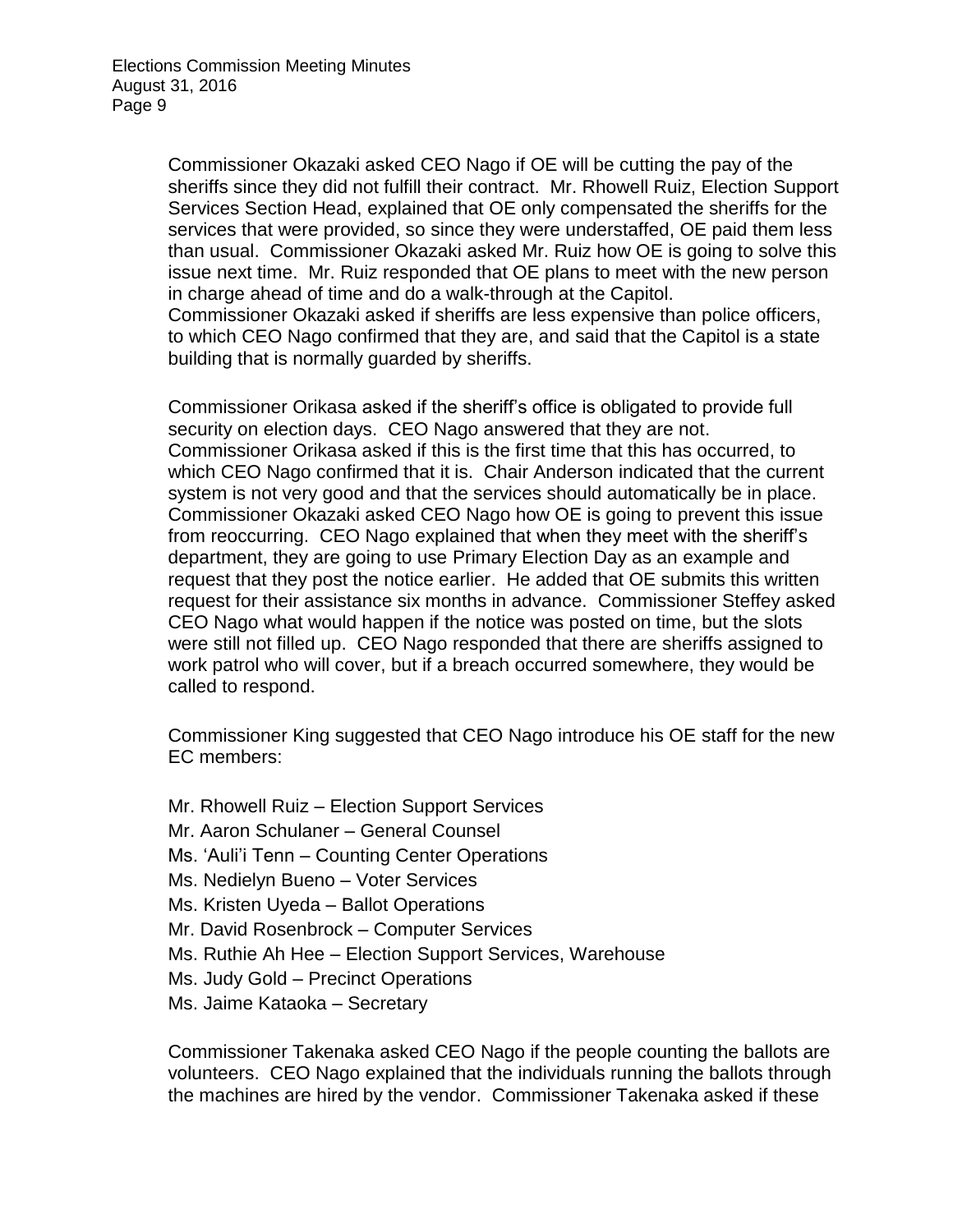Commissioner Okazaki asked CEO Nago if OE will be cutting the pay of the sheriffs since they did not fulfill their contract. Mr. Rhowell Ruiz, Election Support Services Section Head, explained that OE only compensated the sheriffs for the services that were provided, so since they were understaffed, OE paid them less than usual. Commissioner Okazaki asked Mr. Ruiz how OE is going to solve this issue next time. Mr. Ruiz responded that OE plans to meet with the new person in charge ahead of time and do a walk-through at the Capitol. Commissioner Okazaki asked if sheriffs are less expensive than police officers, to which CEO Nago confirmed that they are, and said that the Capitol is a state building that is normally guarded by sheriffs.

Commissioner Orikasa asked if the sheriff's office is obligated to provide full security on election days. CEO Nago answered that they are not. Commissioner Orikasa asked if this is the first time that this has occurred, to which CEO Nago confirmed that it is. Chair Anderson indicated that the current system is not very good and that the services should automatically be in place. Commissioner Okazaki asked CEO Nago how OE is going to prevent this issue from reoccurring. CEO Nago explained that when they meet with the sheriff's department, they are going to use Primary Election Day as an example and request that they post the notice earlier. He added that OE submits this written request for their assistance six months in advance. Commissioner Steffey asked CEO Nago what would happen if the notice was posted on time, but the slots were still not filled up. CEO Nago responded that there are sheriffs assigned to work patrol who will cover, but if a breach occurred somewhere, they would be called to respond.

Commissioner King suggested that CEO Nago introduce his OE staff for the new EC members:

Mr. Rhowell Ruiz – Election Support Services
Mr. Aaron Schulaner – General Counsel
Ms. 'Auli'i Tenn – Counting Center Operations
Ms. Nedielyn Bueno – Voter Services
Ms. Kristen Uyeda – Ballot Operations
Mr. David Rosenbrock – Computer Services
Ms. Ruthie Ah Hee – Election Support Services, Warehouse
Ms. Judy Gold – Precinct Operations
Ms. Jaime Kataoka – Secretary

Commissioner Takenaka asked CEO Nago if the people counting the ballots are volunteers. CEO Nago explained that the individuals running the ballots through the machines are hired by the vendor. Commissioner Takenaka asked if these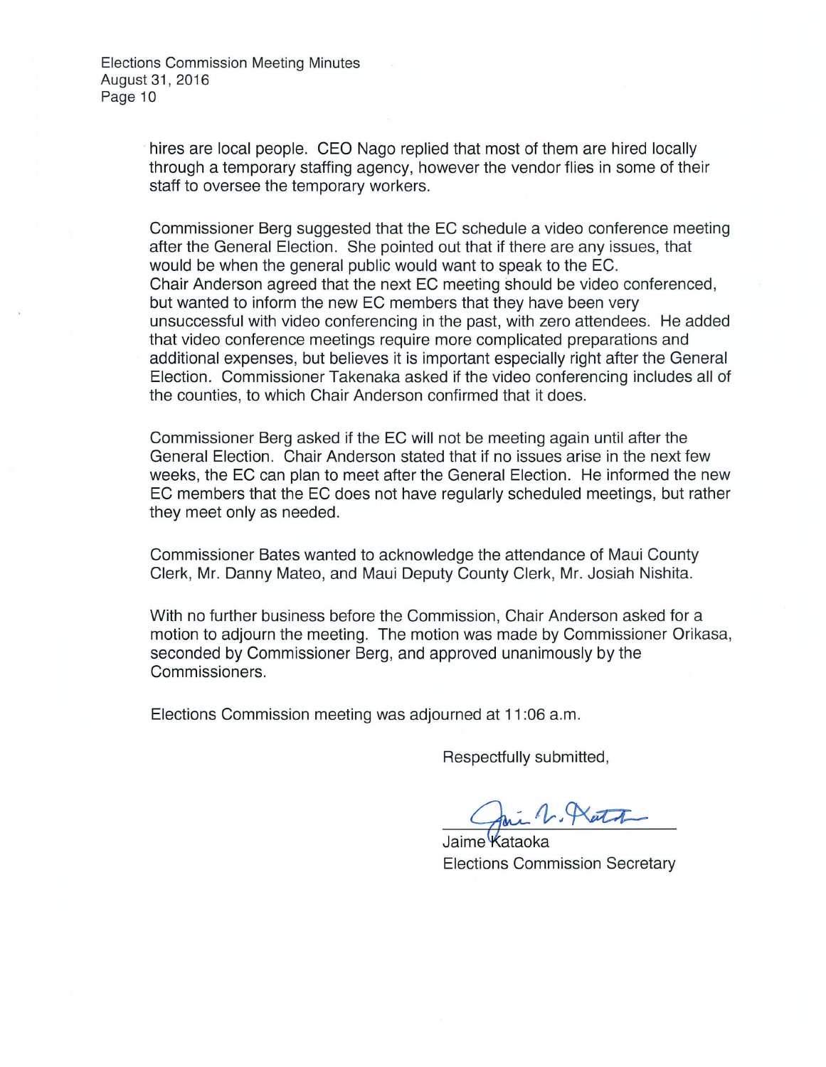hires are local people. CEO Nago replied that most of them are hired locally through a temporary staffing agency, however the vendor flies in some of their staff to oversee the temporary workers.

Commissioner Berg suggested that the EC schedule a video conference meeting after the General Election. She pointed out that if there are any issues, that would be when the general public would want to speak to the EC. Chair Anderson agreed that the next EC meeting should be video conferenced, but wanted to inform the new EC members that they have been very unsuccessful with video conferencing in the past, with zero attendees. He added that video conference meetings require more complicated preparations and additional expenses, but believes it is important especially right after the General Election. Commissioner Takenaka asked if the video conferencing includes all of the counties, to which Chair Anderson confirmed that it does.

Commissioner Berg asked if the EC will not be meeting again until after the General Election. Chair Anderson stated that if no issues arise in the next few weeks, the EC can plan to meet after the General Election. He informed the new EC members that the EC does not have regularly scheduled meetings, but rather they meet only as needed.

Commissioner Bates wanted to acknowledge the attendance of Maui County Clerk, Mr. Danny Mateo, and Maui Deputy County Clerk, Mr. Josiah Nishita.

With no further business before the Commission, Chair Anderson asked for a motion to adjourn the meeting. The motion was made by Commissioner Orikasa, seconded by Commissioner Berg, and approved unanimously by the Commissioners.

Elections Commission meeting was adjourned at 11:06 a.m.

Respectfully submitted,

Jaime Kataoka
Elections Commission Secretary